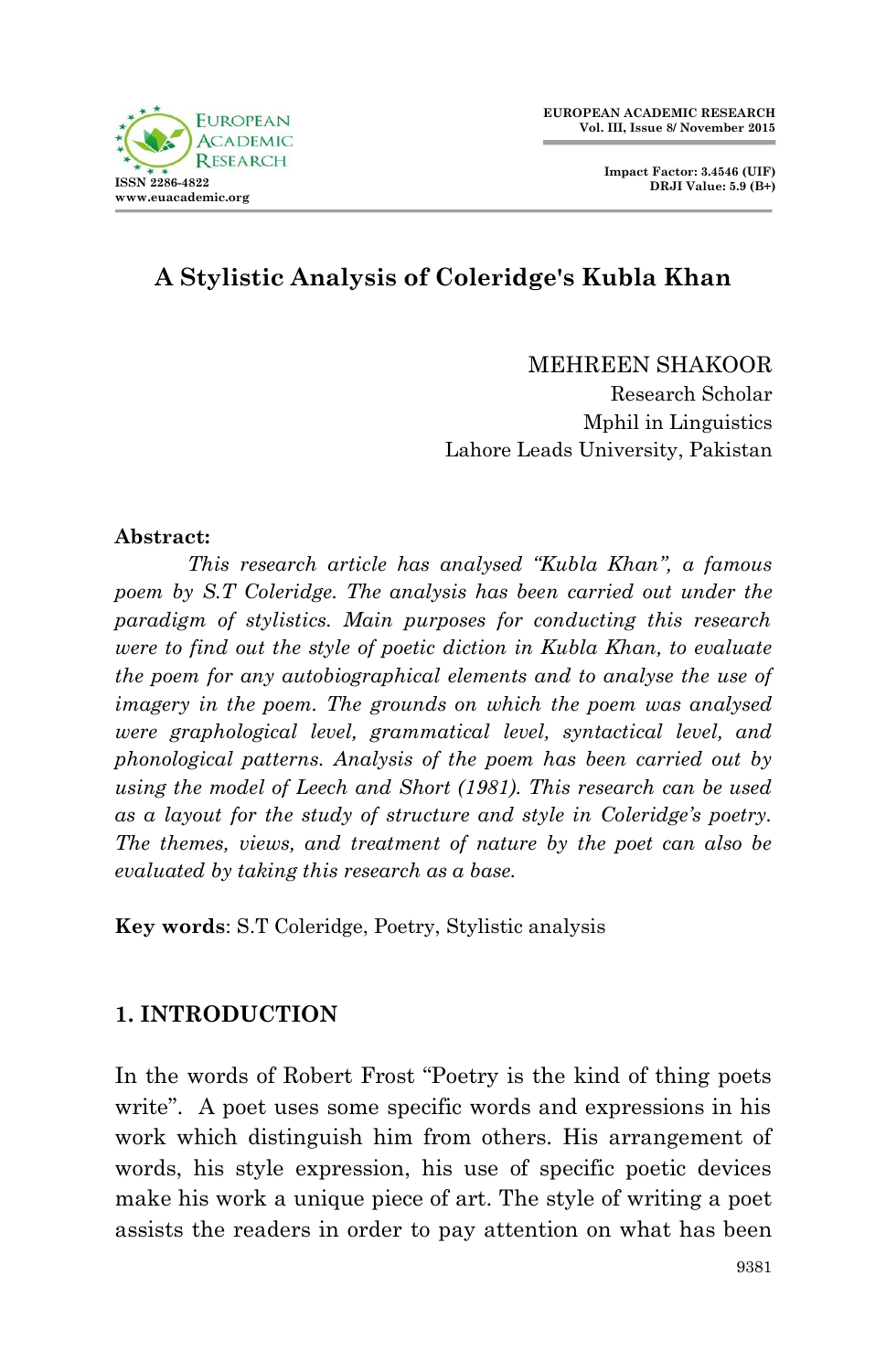# A Stylistic Analysis of Coleridge's Kubla Khan

MEHREEN SHAKOOR
Research Scholar
Mphil in Linguistics
Lahore Leads University, Pakistan

**Abstract:**

*This research article has analysed "Kubla Khan", a famous poem by S.T Coleridge. The analysis has been carried out under the paradigm of stylistics. Main purposes for conducting this research were to find out the style of poetic diction in Kubla Khan, to evaluate the poem for any autobiographical elements and to analyse the use of imagery in the poem. The grounds on which the poem was analysed were graphological level, grammatical level, syntactical level, and phonological patterns. Analysis of the poem has been carried out by using the model of Leech and Short (1981). This research can be used as a layout for the study of structure and style in Coleridge's poetry. The themes, views, and treatment of nature by the poet can also be evaluated by taking this research as a base.*

**Key words**: S.T Coleridge, Poetry, Stylistic analysis

## 1. INTRODUCTION

In the words of Robert Frost "Poetry is the kind of thing poets write". A poet uses some specific words and expressions in his work which distinguish him from others. His arrangement of words, his style expression, his use of specific poetic devices make his work a unique piece of art. The style of writing a poet assists the readers in order to pay attention on what has been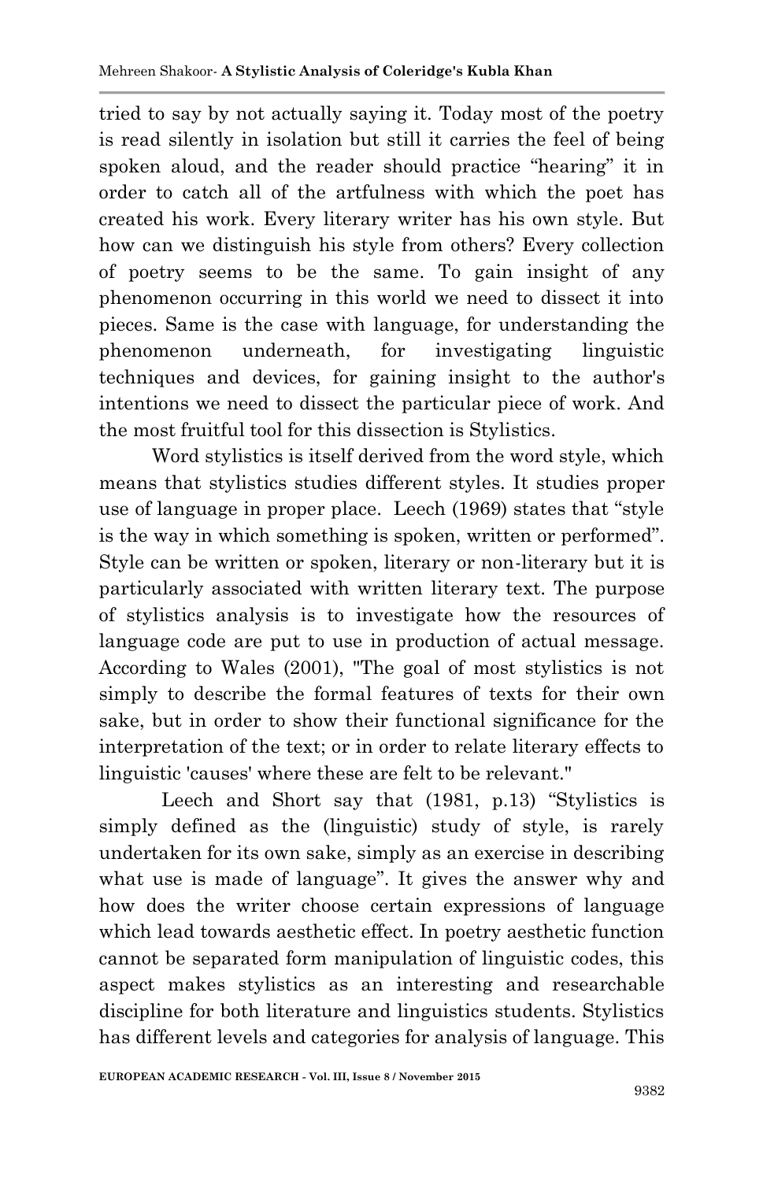tried to say by not actually saying it. Today most of the poetry is read silently in isolation but still it carries the feel of being spoken aloud, and the reader should practice "hearing" it in order to catch all of the artfulness with which the poet has created his work. Every literary writer has his own style. But how can we distinguish his style from others? Every collection of poetry seems to be the same. To gain insight of any phenomenon occurring in this world we need to dissect it into pieces. Same is the case with language, for understanding the phenomenon underneath, for investigating linguistic techniques and devices, for gaining insight to the author's intentions we need to dissect the particular piece of work. And the most fruitful tool for this dissection is Stylistics.

Word stylistics is itself derived from the word style, which means that stylistics studies different styles. It studies proper use of language in proper place. Leech (1969) states that "style is the way in which something is spoken, written or performed". Style can be written or spoken, literary or non-literary but it is particularly associated with written literary text. The purpose of stylistics analysis is to investigate how the resources of language code are put to use in production of actual message. According to Wales (2001), "The goal of most stylistics is not simply to describe the formal features of texts for their own sake, but in order to show their functional significance for the interpretation of the text; or in order to relate literary effects to linguistic 'causes' where these are felt to be relevant."

Leech and Short say that (1981, p.13) "Stylistics is simply defined as the (linguistic) study of style, is rarely undertaken for its own sake, simply as an exercise in describing what use is made of language". It gives the answer why and how does the writer choose certain expressions of language which lead towards aesthetic effect. In poetry aesthetic function cannot be separated form manipulation of linguistic codes, this aspect makes stylistics as an interesting and researchable discipline for both literature and linguistics students. Stylistics has different levels and categories for analysis of language. This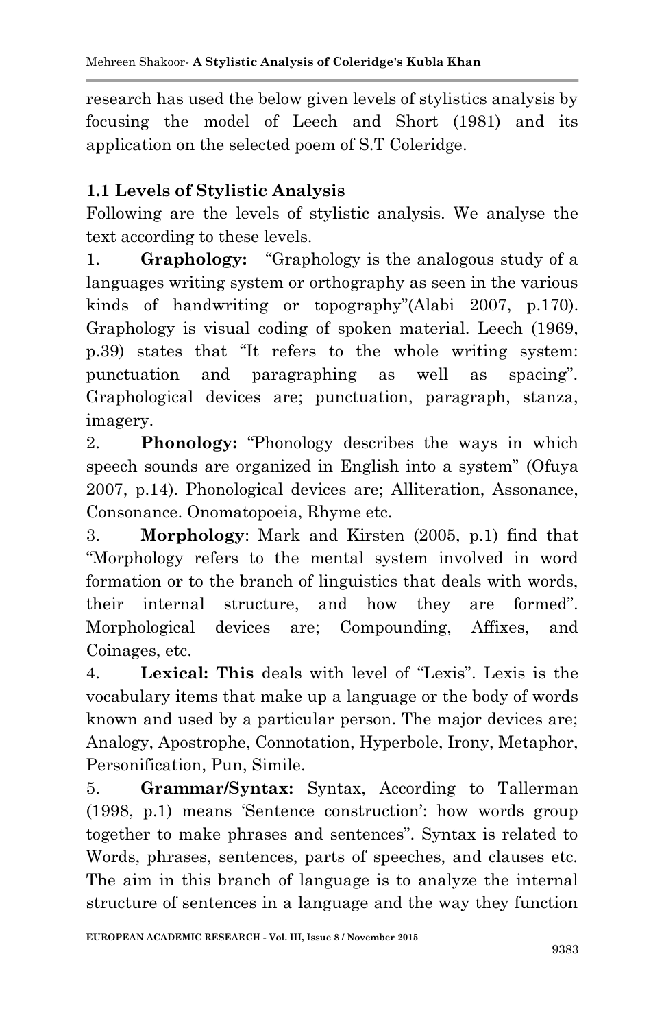research has used the below given levels of stylistics analysis by focusing the model of Leech and Short (1981) and its application on the selected poem of S.T Coleridge.

## 1.1 Levels of Stylistic Analysis

Following are the levels of stylistic analysis. We analyse the text according to these levels.

1. **Graphology:** "Graphology is the analogous study of a languages writing system or orthography as seen in the various kinds of handwriting or topography"(Alabi 2007, p.170). Graphology is visual coding of spoken material. Leech (1969, p.39) states that "It refers to the whole writing system: punctuation and paragraphing as well as spacing". Graphological devices are; punctuation, paragraph, stanza, imagery.

2. **Phonology:** "Phonology describes the ways in which speech sounds are organized in English into a system" (Ofuya 2007, p.14). Phonological devices are; Alliteration, Assonance, Consonance. Onomatopoeia, Rhyme etc.

3. **Morphology**: Mark and Kirsten (2005, p.1) find that "Morphology refers to the mental system involved in word formation or to the branch of linguistics that deals with words, their internal structure, and how they are formed". Morphological devices are; Compounding, Affixes, and Coinages, etc.

4. **Lexical: This** deals with level of "Lexis". Lexis is the vocabulary items that make up a language or the body of words known and used by a particular person. The major devices are; Analogy, Apostrophe, Connotation, Hyperbole, Irony, Metaphor, Personification, Pun, Simile.

5. **Grammar/Syntax:** Syntax, According to Tallerman (1998, p.1) means 'Sentence construction': how words group together to make phrases and sentences". Syntax is related to Words, phrases, sentences, parts of speeches, and clauses etc. The aim in this branch of language is to analyze the internal structure of sentences in a language and the way they function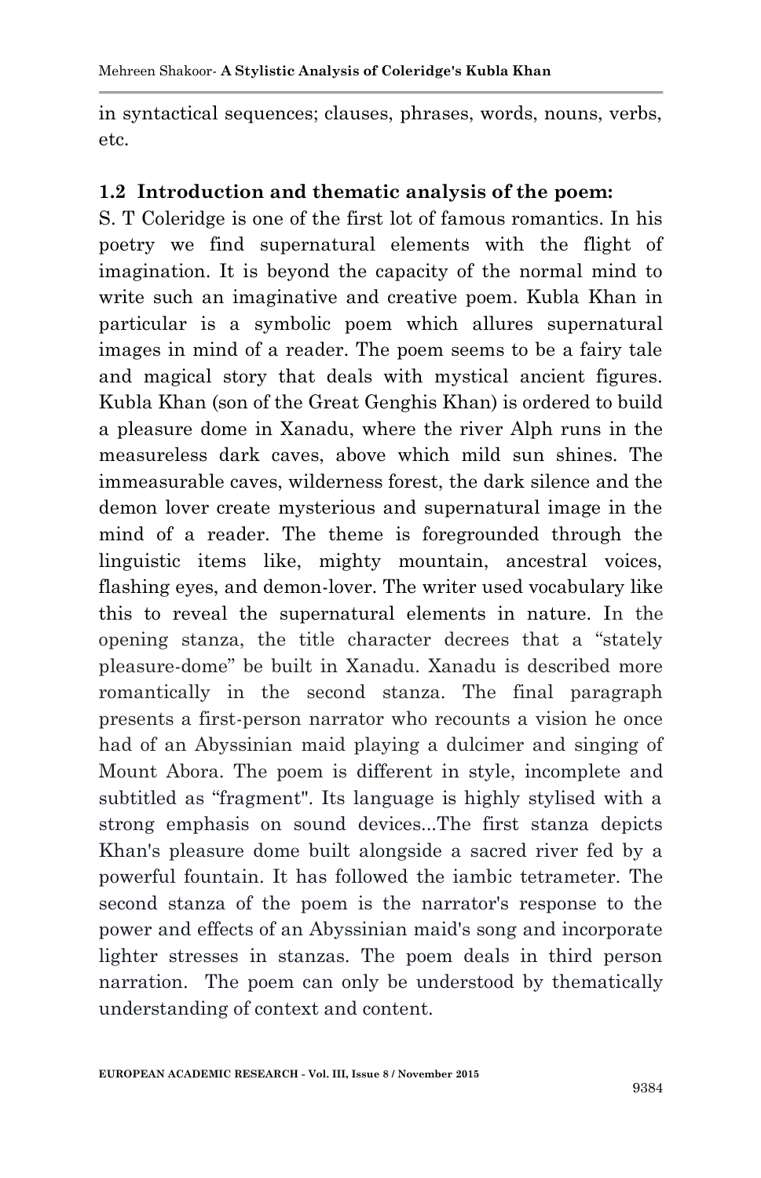in syntactical sequences; clauses, phrases, words, nouns, verbs, etc.

### 1.2 Introduction and thematic analysis of the poem:

S. T Coleridge is one of the first lot of famous romantics. In his poetry we find supernatural elements with the flight of imagination. It is beyond the capacity of the normal mind to write such an imaginative and creative poem. Kubla Khan in particular is a symbolic poem which allures supernatural images in mind of a reader. The poem seems to be a fairy tale and magical story that deals with mystical ancient figures. Kubla Khan (son of the Great Genghis Khan) is ordered to build a pleasure dome in Xanadu, where the river Alph runs in the measureless dark caves, above which mild sun shines. The immeasurable caves, wilderness forest, the dark silence and the demon lover create mysterious and supernatural image in the mind of a reader. The theme is foregrounded through the linguistic items like, mighty mountain, ancestral voices, flashing eyes, and demon-lover. The writer used vocabulary like this to reveal the supernatural elements in nature. In the opening stanza, the title character decrees that a "stately pleasure-dome" be built in Xanadu. Xanadu is described more romantically in the second stanza. The final paragraph presents a first-person narrator who recounts a vision he once had of an Abyssinian maid playing a dulcimer and singing of Mount Abora. The poem is different in style, incomplete and subtitled as "fragment". Its language is highly stylised with a strong emphasis on sound devices...The first stanza depicts Khan's pleasure dome built alongside a sacred river fed by a powerful fountain. It has followed the iambic tetrameter. The second stanza of the poem is the narrator's response to the power and effects of an Abyssinian maid's song and incorporate lighter stresses in stanzas. The poem deals in third person narration. The poem can only be understood by thematically understanding of context and content.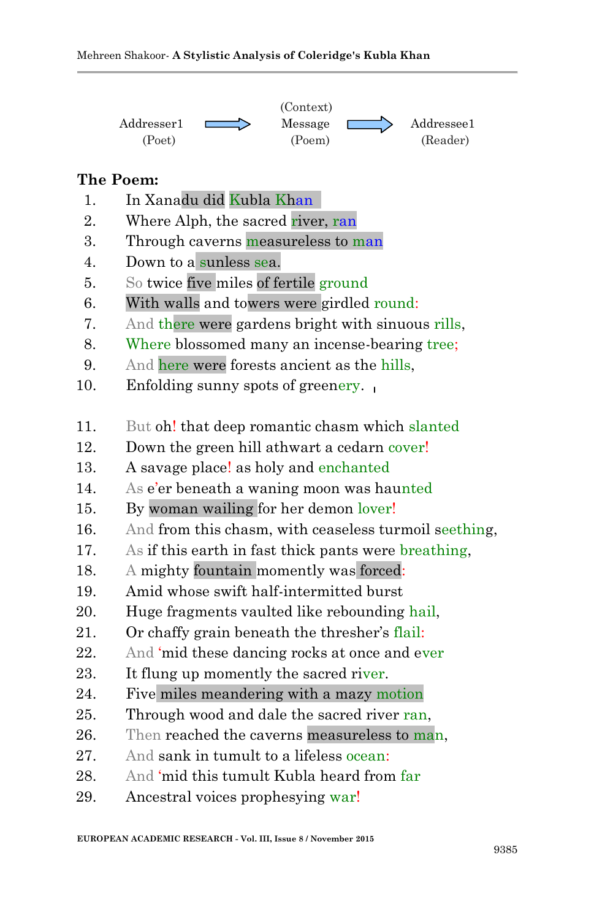Addresser1 (Poet) → (Context) Message (Poem) → Addressee1 (Reader)

**The Poem:**

1. In Xanadu did Kubla Khan
2. Where Alph, the sacred river, ran
3. Through caverns measureless to man
4. Down to a sunless sea.
5. So twice five miles of fertile ground
6. With walls and towers were girdled round:
7. And there were gardens bright with sinuous rills,
8. Where blossomed many an incense-bearing tree;
9. And here were forests ancient as the hills,
10. Enfolding sunny spots of greenery.

11. But oh! that deep romantic chasm which slanted
12. Down the green hill athwart a cedarn cover!
13. A savage place! as holy and enchanted
14. As e'er beneath a waning moon was haunted
15. By woman wailing for her demon lover!
16. And from this chasm, with ceaseless turmoil seething,
17. As if this earth in fast thick pants were breathing,
18. A mighty fountain momently was forced:
19. Amid whose swift half-intermitted burst
20. Huge fragments vaulted like rebounding hail,
21. Or chaffy grain beneath the thresher's flail:
22. And 'mid these dancing rocks at once and ever
23. It flung up momently the sacred river.
24. Five miles meandering with a mazy motion
25. Through wood and dale the sacred river ran,
26. Then reached the caverns measureless to man,
27. And sank in tumult to a lifeless ocean:
28. And 'mid this tumult Kubla heard from far
29. Ancestral voices prophesying war!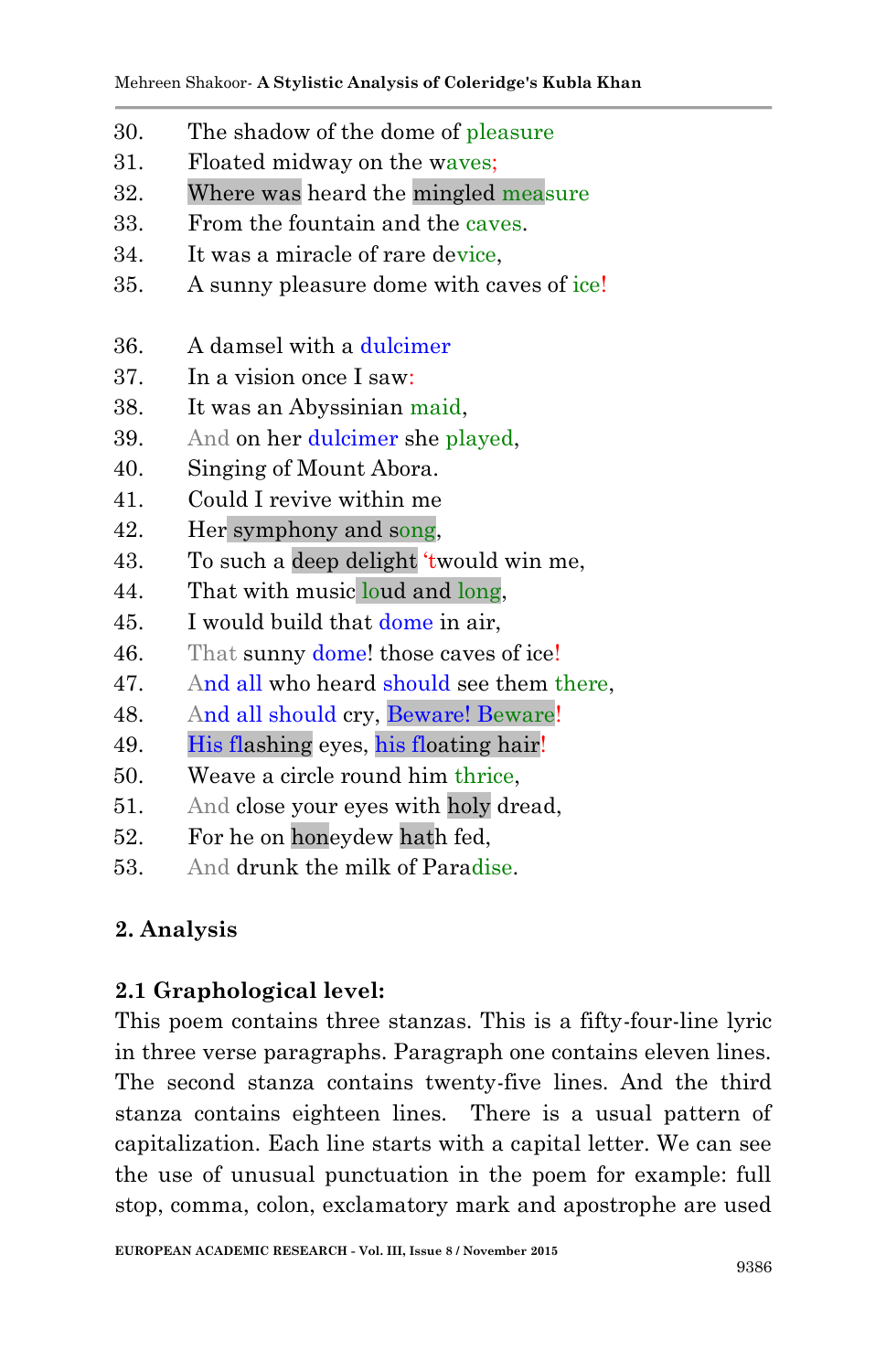30. The shadow of the dome of pleasure
31. Floated midway on the waves;
32. Where was heard the mingled measure
33. From the fountain and the caves.
34. It was a miracle of rare device,
35. A sunny pleasure dome with caves of ice!

36. A damsel with a dulcimer
37. In a vision once I saw:
38. It was an Abyssinian maid,
39. And on her dulcimer she played,
40. Singing of Mount Abora.
41. Could I revive within me
42. Her symphony and song,
43. To such a deep delight 'twould win me,
44. That with music loud and long,
45. I would build that dome in air,
46. That sunny dome! those caves of ice!
47. And all who heard should see them there,
48. And all should cry, Beware! Beware!
49. His flashing eyes, his floating hair!
50. Weave a circle round him thrice,
51. And close your eyes with holy dread,
52. For he on honeydew hath fed,
53. And drunk the milk of Paradise.

## 2. Analysis

### 2.1 Graphological level:

This poem contains three stanzas. This is a fifty-four-line lyric in three verse paragraphs. Paragraph one contains eleven lines. The second stanza contains twenty-five lines. And the third stanza contains eighteen lines. There is a usual pattern of capitalization. Each line starts with a capital letter. We can see the use of unusual punctuation in the poem for example: full stop, comma, colon, exclamatory mark and apostrophe are used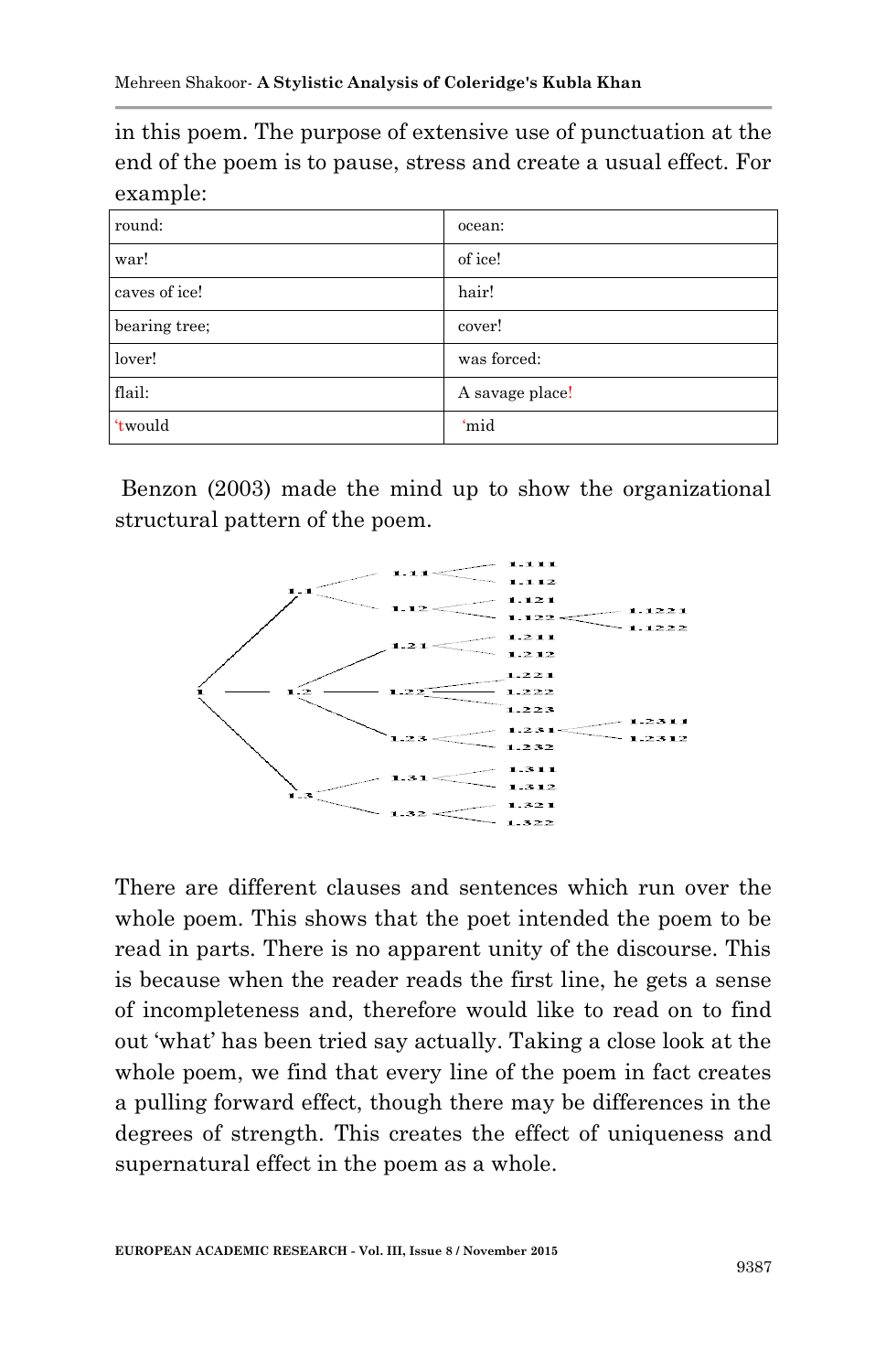in this poem. The purpose of extensive use of punctuation at the end of the poem is to pause, stress and create a usual effect. For example:

| round: | ocean: |
|---|---|
| war! | of ice! |
| caves of ice! | hair! |
| bearing tree; | cover! |
| lover! | was forced: |
| flail: | A savage place! |
| 'twould | 'mid |

Benzon (2003) made the mind up to show the organizational structural pattern of the poem.

There are different clauses and sentences which run over the whole poem. This shows that the poet intended the poem to be read in parts. There is no apparent unity of the discourse. This is because when the reader reads the first line, he gets a sense of incompleteness and, therefore would like to read on to find out 'what' has been tried say actually. Taking a close look at the whole poem, we find that every line of the poem in fact creates a pulling forward effect, though there may be differences in the degrees of strength. This creates the effect of uniqueness and supernatural effect in the poem as a whole.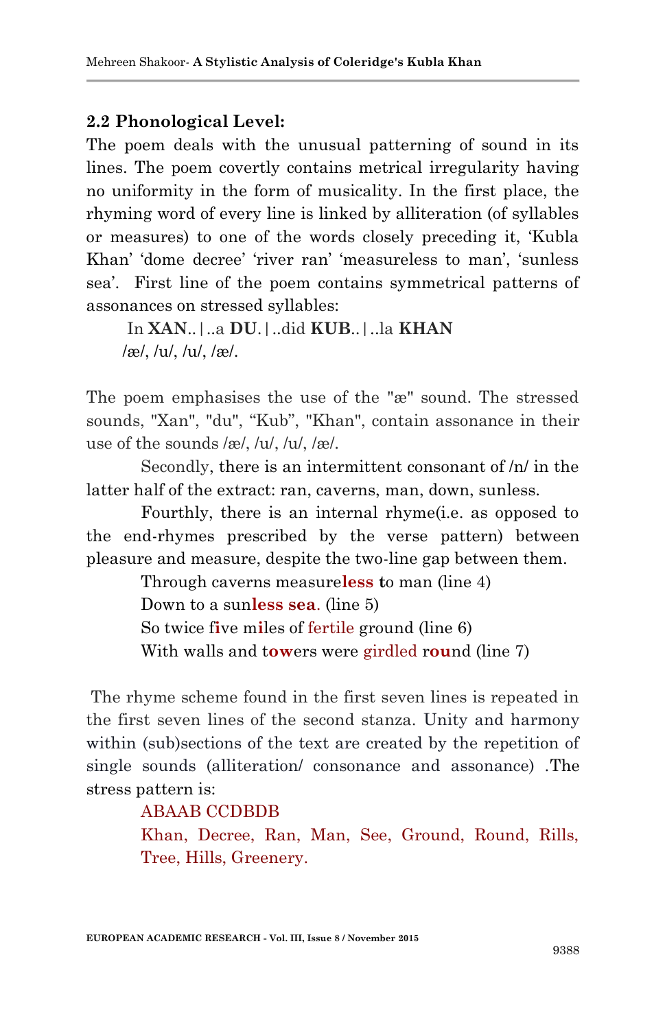## 2.2 Phonological Level:

The poem deals with the unusual patterning of sound in its lines. The poem covertly contains metrical irregularity having no uniformity in the form of musicality. In the first place, the rhyming word of every line is linked by alliteration (of syllables or measures) to one of the words closely preceding it, 'Kubla Khan' 'dome decree' 'river ran' 'measureless to man', 'sunless sea'. First line of the poem contains symmetrical patterns of assonances on stressed syllables:

In **XAN**..|..a **DU**.|..did **KUB**..|..la **KHAN**
/æ/, /u/, /u/, /æ/.

The poem emphasises the use of the "æ" sound. The stressed sounds, "Xan", "du", "Kub", "Khan", contain assonance in their use of the sounds /æ/, /u/, /u/, /æ/.

Secondly, there is an intermittent consonant of /n/ in the latter half of the extract: ran, caverns, man, down, sunless.

Fourthly, there is an internal rhyme(i.e. as opposed to the end-rhymes prescribed by the verse pattern) between pleasure and measure, despite the two-line gap between them.

Through caverns measure**less t**o man (line 4)
Down to a sun**less sea**. (line 5)
So twice f**i**ve m**i**les of fertile ground (line 6)
With walls and t**ow**ers were girdled r**ou**nd (line 7)

The rhyme scheme found in the first seven lines is repeated in the first seven lines of the second stanza. Unity and harmony within (sub)sections of the text are created by the repetition of single sounds (alliteration/ consonance and assonance) .The stress pattern is:

ABAAB CCDBDB
Khan, Decree, Ran, Man, See, Ground, Round, Rills, Tree, Hills, Greenery.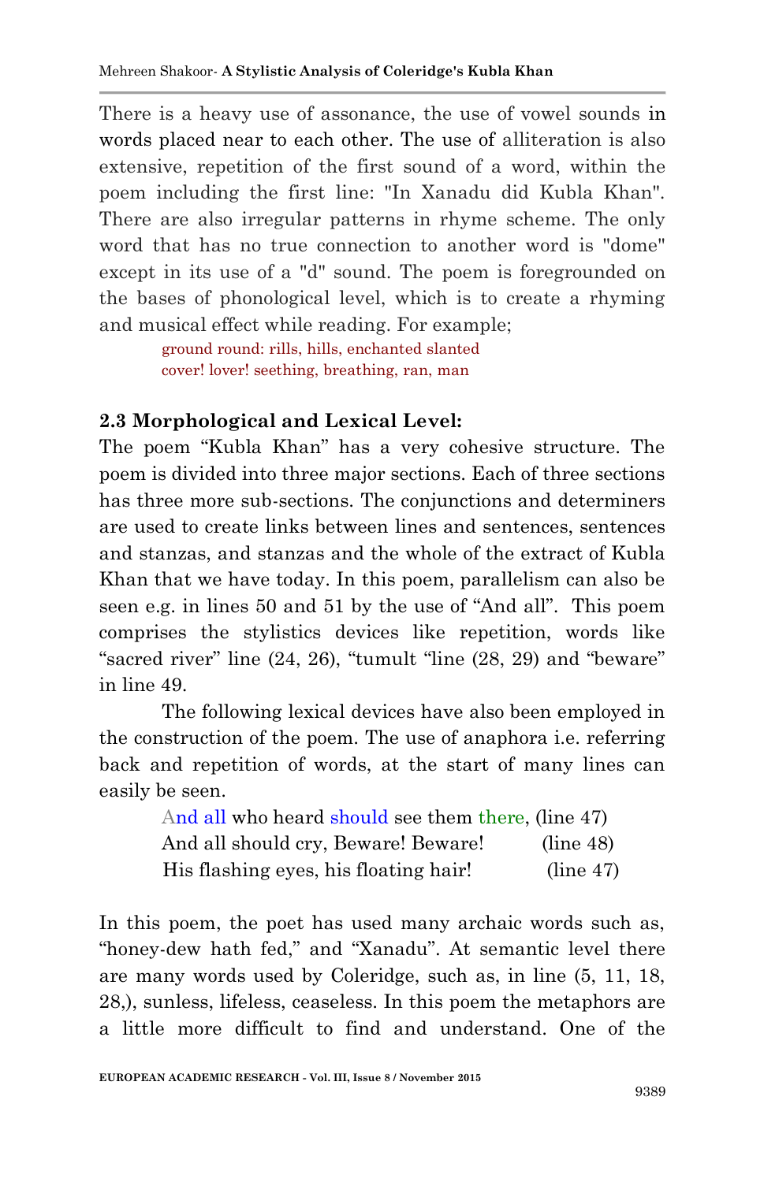There is a heavy use of assonance, the use of vowel sounds in words placed near to each other. The use of alliteration is also extensive, repetition of the first sound of a word, within the poem including the first line: "In Xanadu did Kubla Khan". There are also irregular patterns in rhyme scheme. The only word that has no true connection to another word is "dome" except in its use of a "d" sound. The poem is foregrounded on the bases of phonological level, which is to create a rhyming and musical effect while reading. For example;

> ground round: rills, hills, enchanted slanted
> cover! lover! seething, breathing, ran, man

### 2.3 Morphological and Lexical Level:

The poem "Kubla Khan" has a very cohesive structure. The poem is divided into three major sections. Each of three sections has three more sub-sections. The conjunctions and determiners are used to create links between lines and sentences, sentences and stanzas, and stanzas and the whole of the extract of Kubla Khan that we have today. In this poem, parallelism can also be seen e.g. in lines 50 and 51 by the use of "And all". This poem comprises the stylistics devices like repetition, words like "sacred river" line (24, 26), "tumult "line (28, 29) and "beware" in line 49.

The following lexical devices have also been employed in the construction of the poem. The use of anaphora i.e. referring back and repetition of words, at the start of many lines can easily be seen.

> And all who heard should see them there, (line 47)
> And all should cry, Beware! Beware! (line 48)
> His flashing eyes, his floating hair! (line 47)

In this poem, the poet has used many archaic words such as, "honey-dew hath fed," and "Xanadu". At semantic level there are many words used by Coleridge, such as, in line (5, 11, 18, 28,), sunless, lifeless, ceaseless. In this poem the metaphors are a little more difficult to find and understand. One of the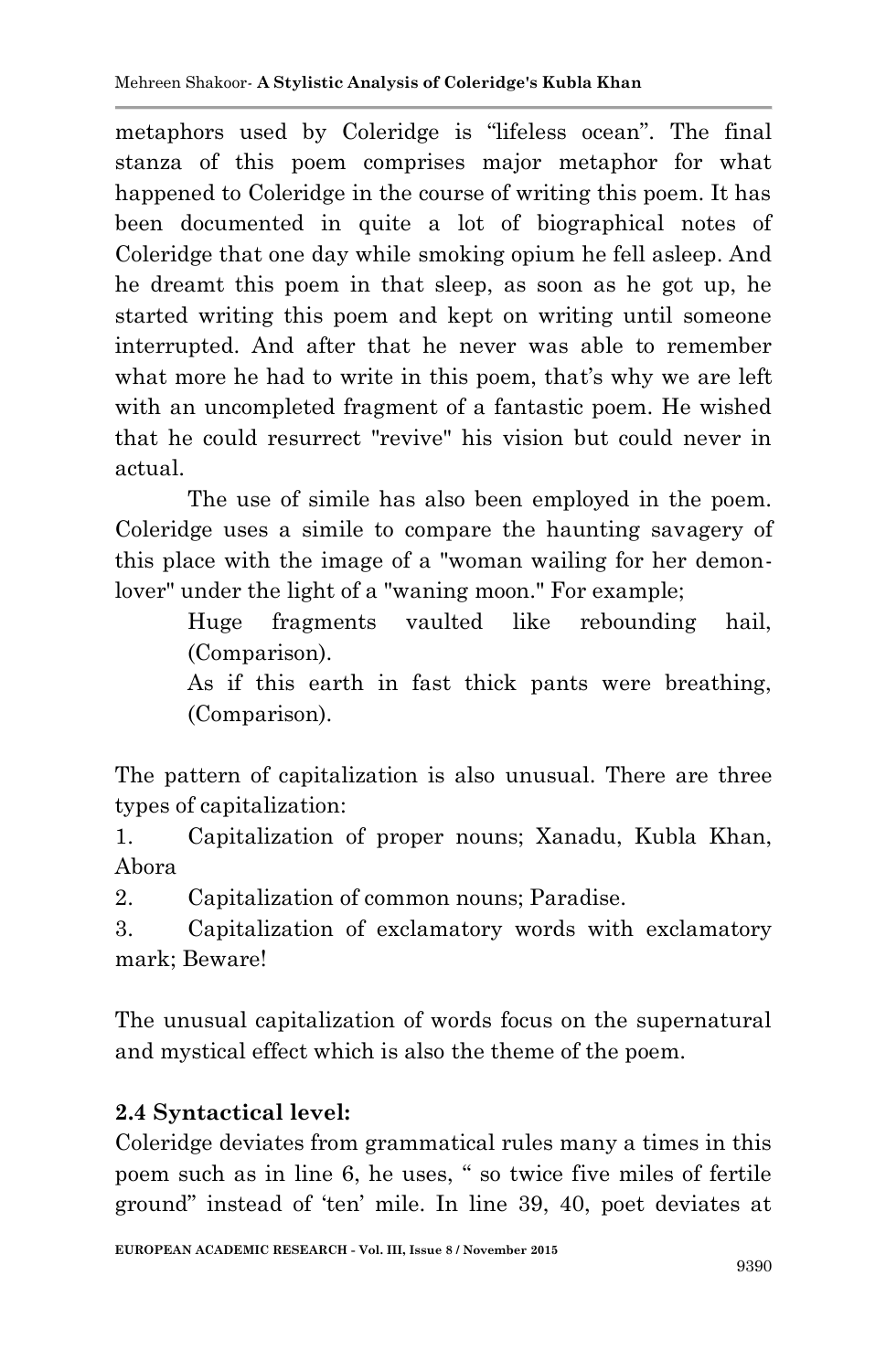metaphors used by Coleridge is "lifeless ocean". The final stanza of this poem comprises major metaphor for what happened to Coleridge in the course of writing this poem. It has been documented in quite a lot of biographical notes of Coleridge that one day while smoking opium he fell asleep. And he dreamt this poem in that sleep, as soon as he got up, he started writing this poem and kept on writing until someone interrupted. And after that he never was able to remember what more he had to write in this poem, that's why we are left with an uncompleted fragment of a fantastic poem. He wished that he could resurrect "revive" his vision but could never in actual.

The use of simile has also been employed in the poem. Coleridge uses a simile to compare the haunting savagery of this place with the image of a "woman wailing for her demon-lover" under the light of a "waning moon." For example;

> Huge fragments vaulted like rebounding hail, (Comparison).
>
> As if this earth in fast thick pants were breathing, (Comparison).

The pattern of capitalization is also unusual. There are three types of capitalization:

1. Capitalization of proper nouns; Xanadu, Kubla Khan, Abora
2. Capitalization of common nouns; Paradise.
3. Capitalization of exclamatory words with exclamatory mark; Beware!

The unusual capitalization of words focus on the supernatural and mystical effect which is also the theme of the poem.

## 2.4 Syntactical level:

Coleridge deviates from grammatical rules many a times in this poem such as in line 6, he uses, " so twice five miles of fertile ground" instead of 'ten' mile. In line 39, 40, poet deviates at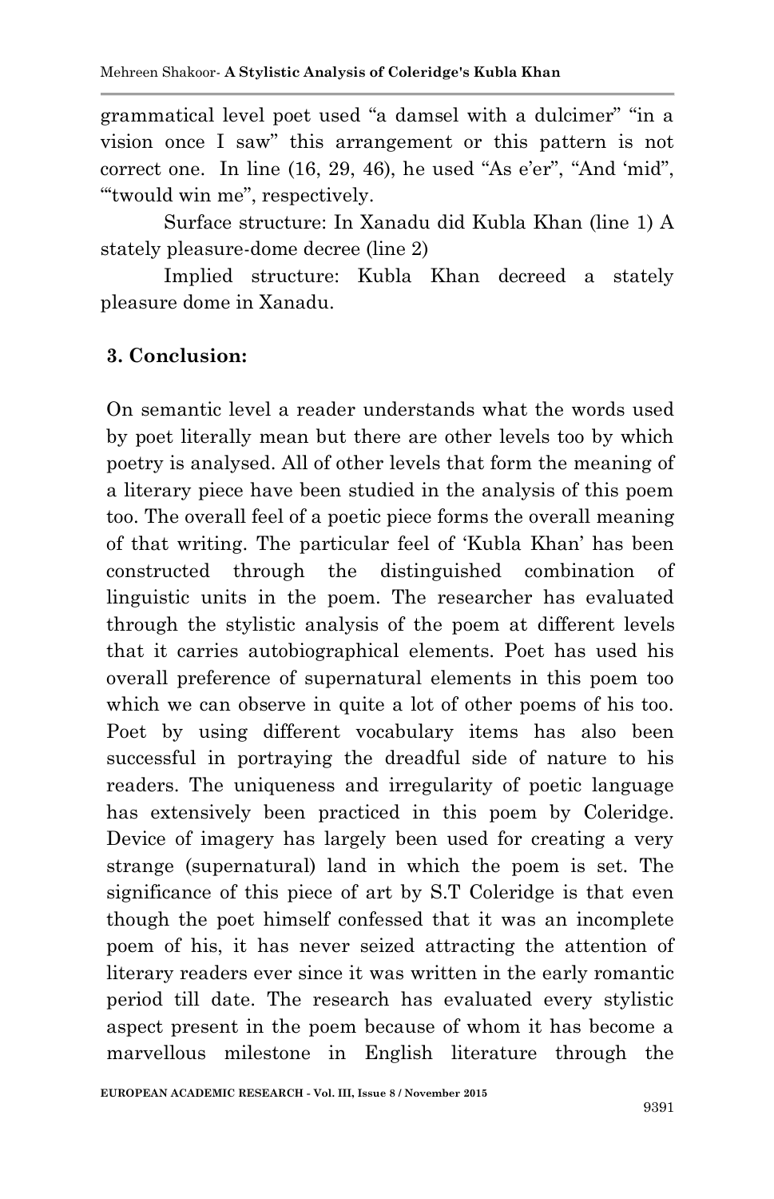grammatical level poet used “a damsel with a dulcimer” “in a vision once I saw” this arrangement or this pattern is not correct one. In line (16, 29, 46), he used “As e'er”, “And 'mid”, “'twould win me”, respectively.

Surface structure: In Xanadu did Kubla Khan (line 1) A stately pleasure-dome decree (line 2)

Implied structure: Kubla Khan decreed a stately pleasure dome in Xanadu.

## 3. Conclusion:

On semantic level a reader understands what the words used by poet literally mean but there are other levels too by which poetry is analysed. All of other levels that form the meaning of a literary piece have been studied in the analysis of this poem too. The overall feel of a poetic piece forms the overall meaning of that writing. The particular feel of 'Kubla Khan' has been constructed through the distinguished combination of linguistic units in the poem. The researcher has evaluated through the stylistic analysis of the poem at different levels that it carries autobiographical elements. Poet has used his overall preference of supernatural elements in this poem too which we can observe in quite a lot of other poems of his too. Poet by using different vocabulary items has also been successful in portraying the dreadful side of nature to his readers. The uniqueness and irregularity of poetic language has extensively been practiced in this poem by Coleridge. Device of imagery has largely been used for creating a very strange (supernatural) land in which the poem is set. The significance of this piece of art by S.T Coleridge is that even though the poet himself confessed that it was an incomplete poem of his, it has never seized attracting the attention of literary readers ever since it was written in the early romantic period till date. The research has evaluated every stylistic aspect present in the poem because of whom it has become a marvellous milestone in English literature through the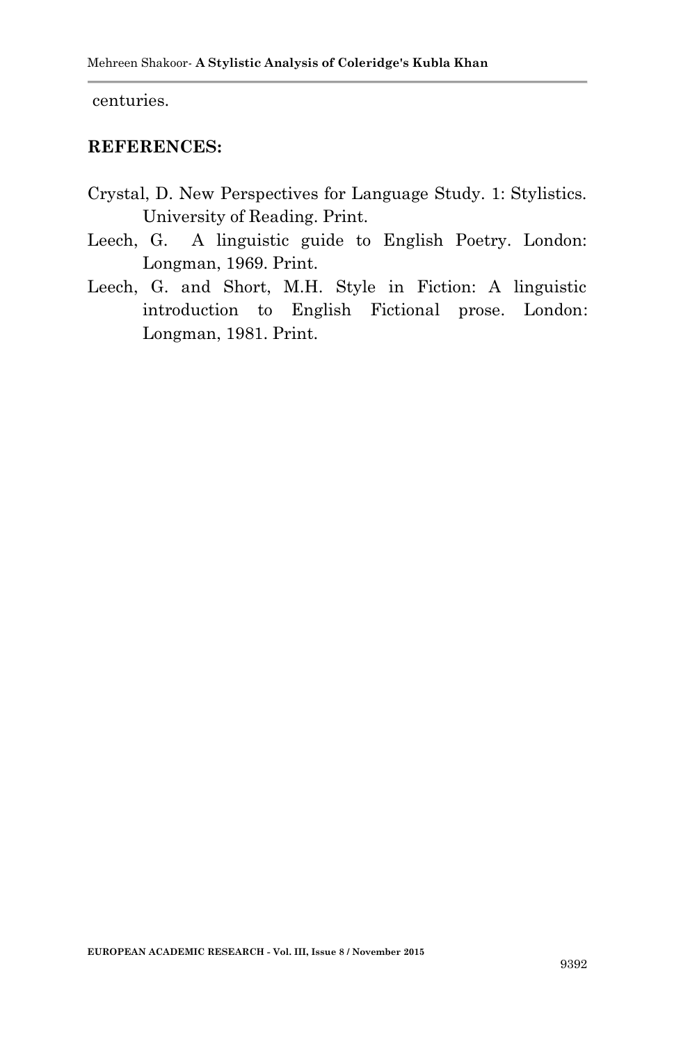centuries.

**REFERENCES:**

Crystal, D. New Perspectives for Language Study. 1: Stylistics. University of Reading. Print.

Leech, G. A linguistic guide to English Poetry. London: Longman, 1969. Print.

Leech, G. and Short, M.H. Style in Fiction: A linguistic introduction to English Fictional prose. London: Longman, 1981. Print.